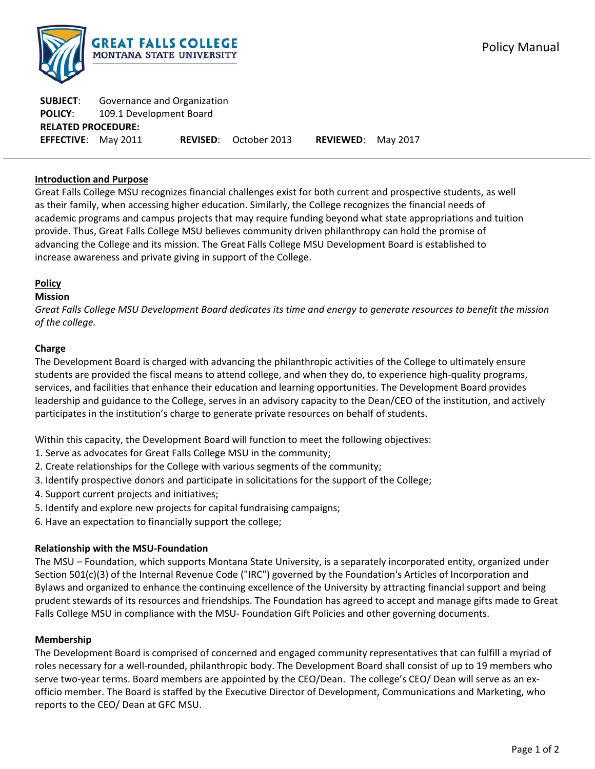**GREAT FALLS COLLEGE**
MONTANA STATE UNIVERSITY

Policy Manual

**SUBJECT**: Governance and Organization
**POLICY**: 109.1 Development Board
**RELATED PROCEDURE:**
**EFFECTIVE**: May 2011 **REVISED**: October 2013 **REVIEWED**: May 2017

---

## Introduction and Purpose

Great Falls College MSU recognizes financial challenges exist for both current and prospective students, as well as their family, when accessing higher education. Similarly, the College recognizes the financial needs of academic programs and campus projects that may require funding beyond what state appropriations and tuition provide. Thus, Great Falls College MSU believes community driven philanthropy can hold the promise of advancing the College and its mission. The Great Falls College MSU Development Board is established to increase awareness and private giving in support of the College.

## Policy

### Mission

*Great Falls College MSU Development Board dedicates its time and energy to generate resources to benefit the mission of the college.*

### Charge

The Development Board is charged with advancing the philanthropic activities of the College to ultimately ensure students are provided the fiscal means to attend college, and when they do, to experience high-quality programs, services, and facilities that enhance their education and learning opportunities. The Development Board provides leadership and guidance to the College, serves in an advisory capacity to the Dean/CEO of the institution, and actively participates in the institution's charge to generate private resources on behalf of students.

Within this capacity, the Development Board will function to meet the following objectives:

1. Serve as advocates for Great Falls College MSU in the community;
2. Create relationships for the College with various segments of the community;
3. Identify prospective donors and participate in solicitations for the support of the College;
4. Support current projects and initiatives;
5. Identify and explore new projects for capital fundraising campaigns;
6. Have an expectation to financially support the college;

### Relationship with the MSU-Foundation

The MSU – Foundation, which supports Montana State University, is a separately incorporated entity, organized under Section 501(c)(3) of the Internal Revenue Code ("IRC") governed by the Foundation's Articles of Incorporation and Bylaws and organized to enhance the continuing excellence of the University by attracting financial support and being prudent stewards of its resources and friendships. The Foundation has agreed to accept and manage gifts made to Great Falls College MSU in compliance with the MSU- Foundation Gift Policies and other governing documents.

### Membership

The Development Board is comprised of concerned and engaged community representatives that can fulfill a myriad of roles necessary for a well-rounded, philanthropic body. The Development Board shall consist of up to 19 members who serve two-year terms. Board members are appointed by the CEO/Dean. The college's CEO/ Dean will serve as an ex-officio member. The Board is staffed by the Executive Director of Development, Communications and Marketing, who reports to the CEO/ Dean at GFC MSU.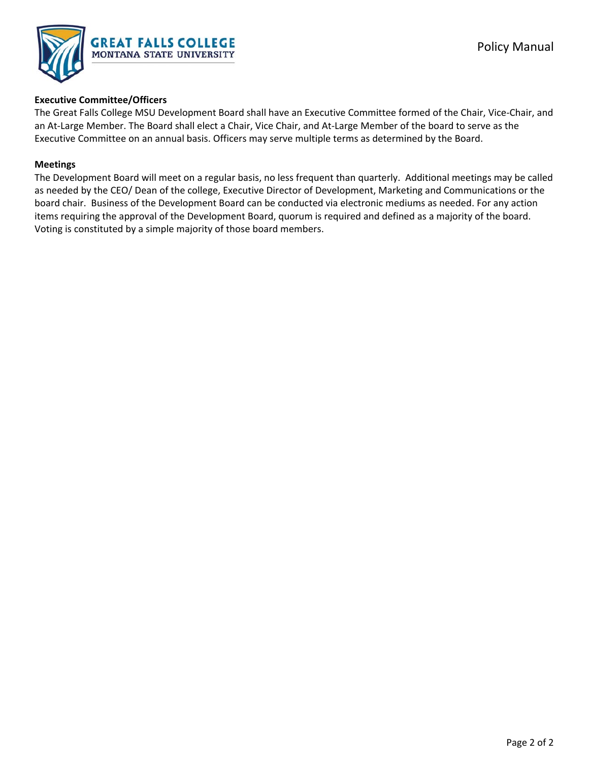**Executive Committee/Officers**

The Great Falls College MSU Development Board shall have an Executive Committee formed of the Chair, Vice-Chair, and an At-Large Member. The Board shall elect a Chair, Vice Chair, and At-Large Member of the board to serve as the Executive Committee on an annual basis. Officers may serve multiple terms as determined by the Board.

**Meetings**

The Development Board will meet on a regular basis, no less frequent than quarterly. Additional meetings may be called as needed by the CEO/ Dean of the college, Executive Director of Development, Marketing and Communications or the board chair. Business of the Development Board can be conducted via electronic mediums as needed. For any action items requiring the approval of the Development Board, quorum is required and defined as a majority of the board. Voting is constituted by a simple majority of those board members.